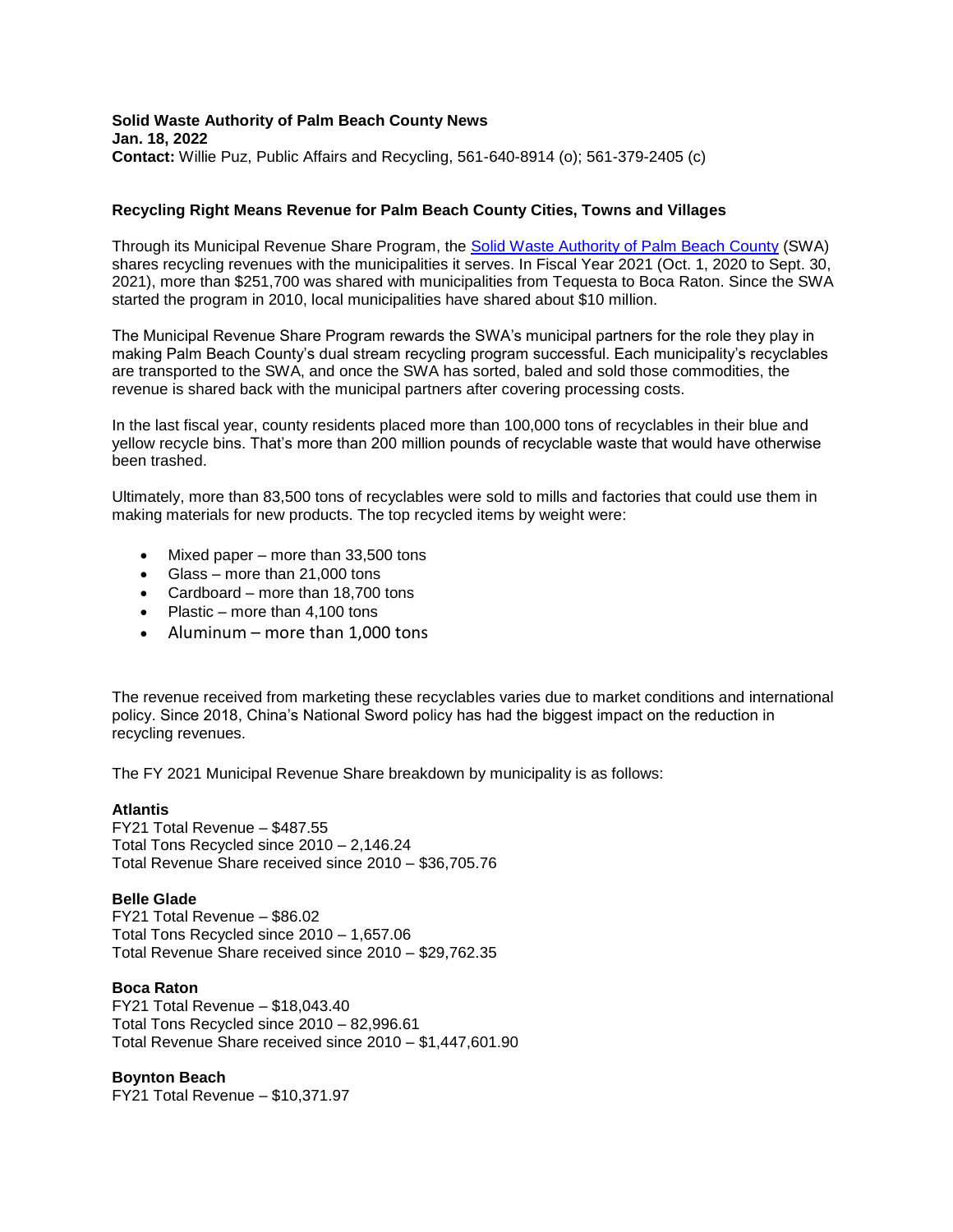**Solid Waste Authority of Palm Beach County News**
**Jan. 18, 2022**
**Contact:** Willie Puz, Public Affairs and Recycling, 561-640-8914 (o); 561-379-2405 (c)

**Recycling Right Means Revenue for Palm Beach County Cities, Towns and Villages**

Through its Municipal Revenue Share Program, the [Solid Waste Authority of Palm Beach County](#) (SWA) shares recycling revenues with the municipalities it serves. In Fiscal Year 2021 (Oct. 1, 2020 to Sept. 30, 2021), more than $251,700 was shared with municipalities from Tequesta to Boca Raton. Since the SWA started the program in 2010, local municipalities have shared about $10 million.

The Municipal Revenue Share Program rewards the SWA's municipal partners for the role they play in making Palm Beach County's dual stream recycling program successful. Each municipality's recyclables are transported to the SWA, and once the SWA has sorted, baled and sold those commodities, the revenue is shared back with the municipal partners after covering processing costs.

In the last fiscal year, county residents placed more than 100,000 tons of recyclables in their blue and yellow recycle bins. That's more than 200 million pounds of recyclable waste that would have otherwise been trashed.

Ultimately, more than 83,500 tons of recyclables were sold to mills and factories that could use them in making materials for new products. The top recycled items by weight were:

- Mixed paper – more than 33,500 tons
- Glass – more than 21,000 tons
- Cardboard – more than 18,700 tons
- Plastic – more than 4,100 tons
- Aluminum – more than 1,000 tons

The revenue received from marketing these recyclables varies due to market conditions and international policy. Since 2018, China's National Sword policy has had the biggest impact on the reduction in recycling revenues.

The FY 2021 Municipal Revenue Share breakdown by municipality is as follows:

**Atlantis**
FY21 Total Revenue – $487.55
Total Tons Recycled since 2010 – 2,146.24
Total Revenue Share received since 2010 – $36,705.76

**Belle Glade**
FY21 Total Revenue – $86.02
Total Tons Recycled since 2010 – 1,657.06
Total Revenue Share received since 2010 – $29,762.35

**Boca Raton**
FY21 Total Revenue – $18,043.40
Total Tons Recycled since 2010 – 82,996.61
Total Revenue Share received since 2010 – $1,447,601.90

**Boynton Beach**
FY21 Total Revenue – $10,371.97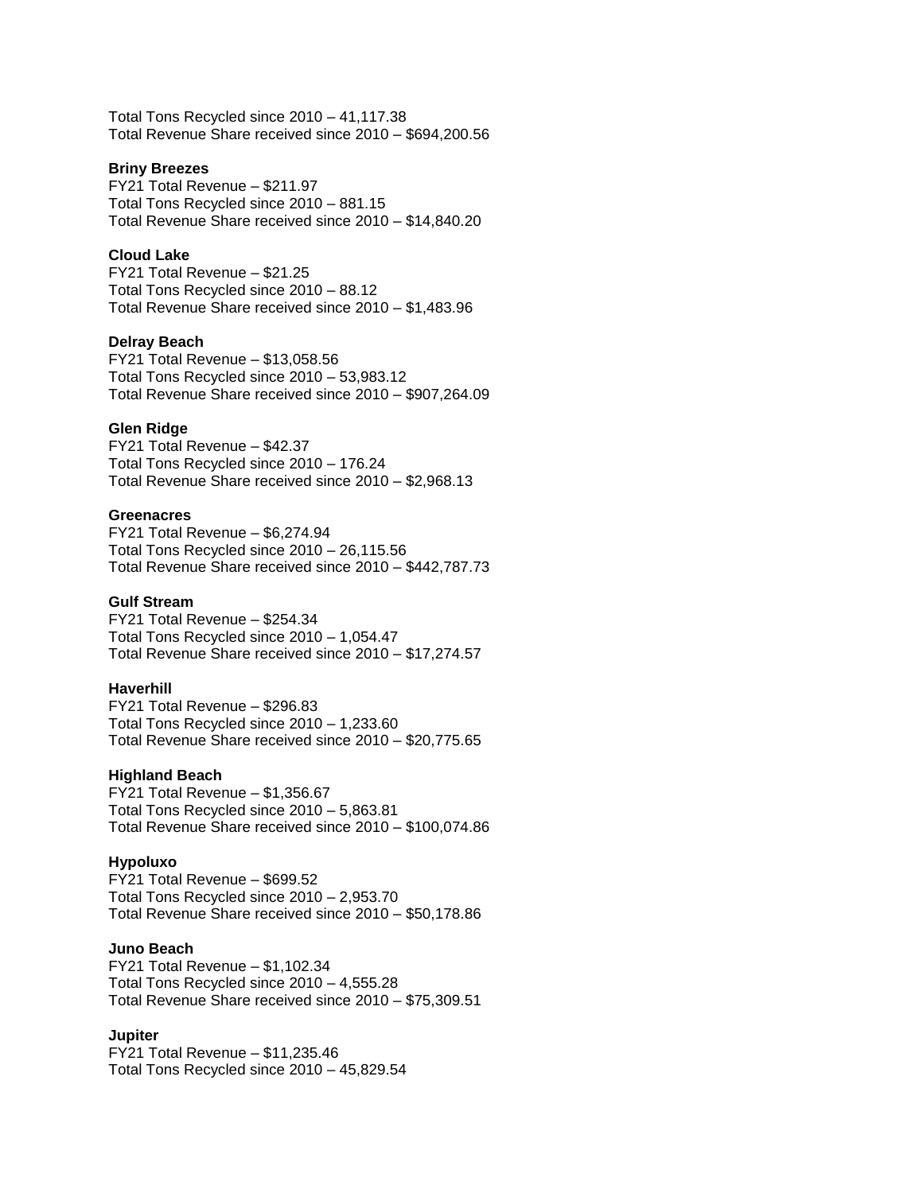Total Tons Recycled since 2010 – 41,117.38
Total Revenue Share received since 2010 – $694,200.56

**Briny Breezes**
FY21 Total Revenue – $211.97
Total Tons Recycled since 2010 – 881.15
Total Revenue Share received since 2010 – $14,840.20

**Cloud Lake**
FY21 Total Revenue – $21.25
Total Tons Recycled since 2010 – 88.12
Total Revenue Share received since 2010 – $1,483.96

**Delray Beach**
FY21 Total Revenue – $13,058.56
Total Tons Recycled since 2010 – 53,983.12
Total Revenue Share received since 2010 – $907,264.09

**Glen Ridge**
FY21 Total Revenue – $42.37
Total Tons Recycled since 2010 – 176.24
Total Revenue Share received since 2010 – $2,968.13

**Greenacres**
FY21 Total Revenue – $6,274.94
Total Tons Recycled since 2010 – 26,115.56
Total Revenue Share received since 2010 – $442,787.73

**Gulf Stream**
FY21 Total Revenue – $254.34
Total Tons Recycled since 2010 – 1,054.47
Total Revenue Share received since 2010 – $17,274.57

**Haverhill**
FY21 Total Revenue – $296.83
Total Tons Recycled since 2010 – 1,233.60
Total Revenue Share received since 2010 – $20,775.65

**Highland Beach**
FY21 Total Revenue – $1,356.67
Total Tons Recycled since 2010 – 5,863.81
Total Revenue Share received since 2010 – $100,074.86

**Hypoluxo**
FY21 Total Revenue – $699.52
Total Tons Recycled since 2010 – 2,953.70
Total Revenue Share received since 2010 – $50,178.86

**Juno Beach**
FY21 Total Revenue – $1,102.34
Total Tons Recycled since 2010 – 4,555.28
Total Revenue Share received since 2010 – $75,309.51

**Jupiter**
FY21 Total Revenue – $11,235.46
Total Tons Recycled since 2010 – 45,829.54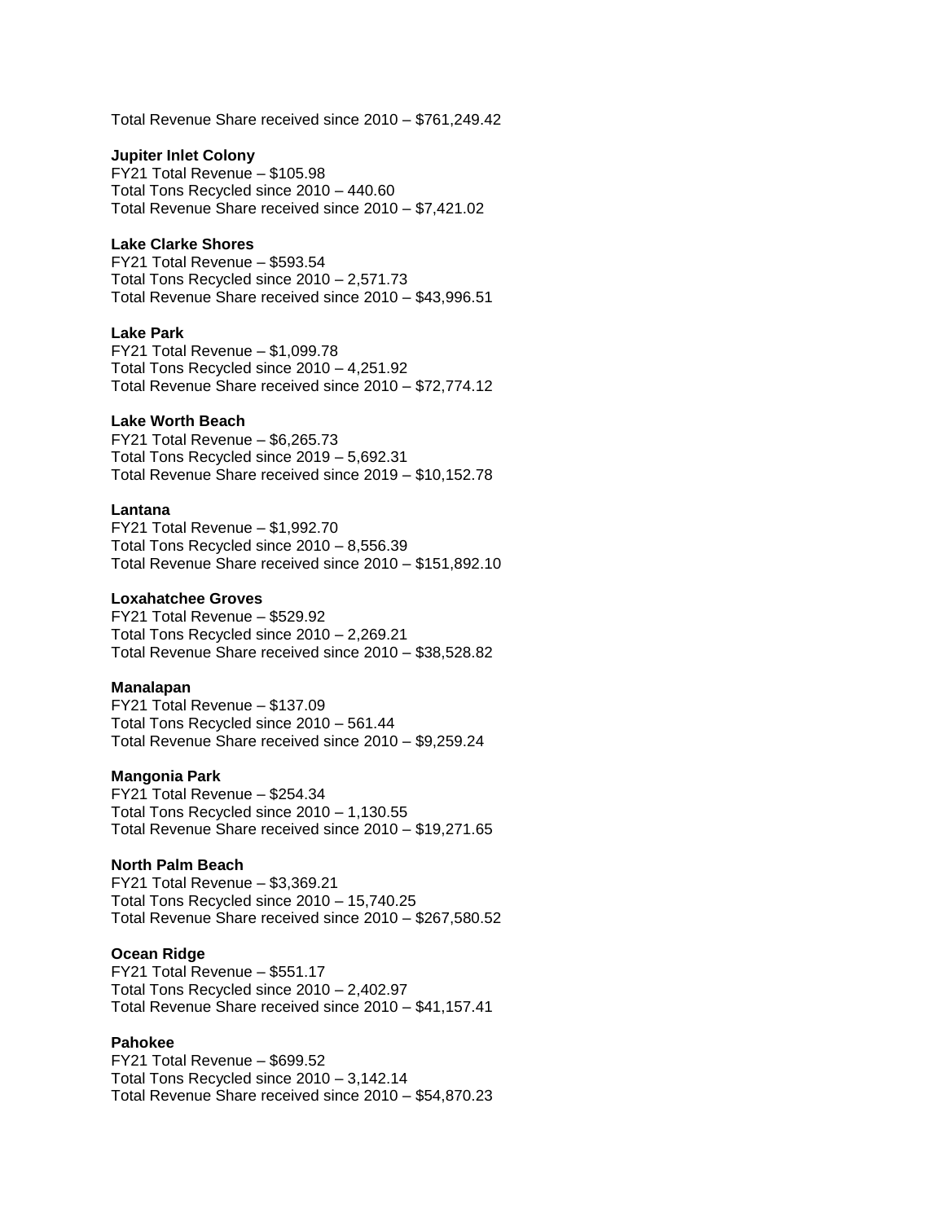Total Revenue Share received since 2010 – $761,249.42

**Jupiter Inlet Colony**
FY21 Total Revenue – $105.98
Total Tons Recycled since 2010 – 440.60
Total Revenue Share received since 2010 – $7,421.02

**Lake Clarke Shores**
FY21 Total Revenue – $593.54
Total Tons Recycled since 2010 – 2,571.73
Total Revenue Share received since 2010 – $43,996.51

**Lake Park**
FY21 Total Revenue – $1,099.78
Total Tons Recycled since 2010 – 4,251.92
Total Revenue Share received since 2010 – $72,774.12

**Lake Worth Beach**
FY21 Total Revenue – $6,265.73
Total Tons Recycled since 2019 – 5,692.31
Total Revenue Share received since 2019 – $10,152.78

**Lantana**
FY21 Total Revenue – $1,992.70
Total Tons Recycled since 2010 – 8,556.39
Total Revenue Share received since 2010 – $151,892.10

**Loxahatchee Groves**
FY21 Total Revenue – $529.92
Total Tons Recycled since 2010 – 2,269.21
Total Revenue Share received since 2010 – $38,528.82

**Manalapan**
FY21 Total Revenue – $137.09
Total Tons Recycled since 2010 – 561.44
Total Revenue Share received since 2010 – $9,259.24

**Mangonia Park**
FY21 Total Revenue – $254.34
Total Tons Recycled since 2010 – 1,130.55
Total Revenue Share received since 2010 – $19,271.65

**North Palm Beach**
FY21 Total Revenue – $3,369.21
Total Tons Recycled since 2010 – 15,740.25
Total Revenue Share received since 2010 – $267,580.52

**Ocean Ridge**
FY21 Total Revenue – $551.17
Total Tons Recycled since 2010 – 2,402.97
Total Revenue Share received since 2010 – $41,157.41

**Pahokee**
FY21 Total Revenue – $699.52
Total Tons Recycled since 2010 – 3,142.14
Total Revenue Share received since 2010 – $54,870.23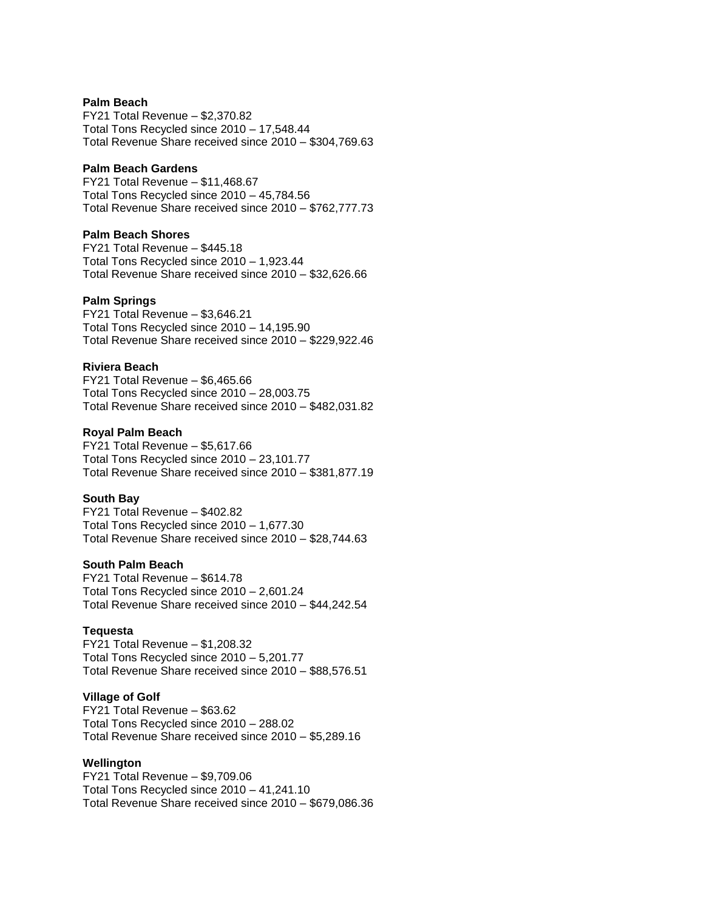**Palm Beach**
FY21 Total Revenue – $2,370.82
Total Tons Recycled since 2010 – 17,548.44
Total Revenue Share received since 2010 – $304,769.63

**Palm Beach Gardens**
FY21 Total Revenue – $11,468.67
Total Tons Recycled since 2010 – 45,784.56
Total Revenue Share received since 2010 – $762,777.73

**Palm Beach Shores**
FY21 Total Revenue – $445.18
Total Tons Recycled since 2010 – 1,923.44
Total Revenue Share received since 2010 – $32,626.66

**Palm Springs**
FY21 Total Revenue – $3,646.21
Total Tons Recycled since 2010 – 14,195.90
Total Revenue Share received since 2010 – $229,922.46

**Riviera Beach**
FY21 Total Revenue – $6,465.66
Total Tons Recycled since 2010 – 28,003.75
Total Revenue Share received since 2010 – $482,031.82

**Royal Palm Beach**
FY21 Total Revenue – $5,617.66
Total Tons Recycled since 2010 – 23,101.77
Total Revenue Share received since 2010 – $381,877.19

**South Bay**
FY21 Total Revenue – $402.82
Total Tons Recycled since 2010 – 1,677.30
Total Revenue Share received since 2010 – $28,744.63

**South Palm Beach**
FY21 Total Revenue – $614.78
Total Tons Recycled since 2010 – 2,601.24
Total Revenue Share received since 2010 – $44,242.54

**Tequesta**
FY21 Total Revenue – $1,208.32
Total Tons Recycled since 2010 – 5,201.77
Total Revenue Share received since 2010 – $88,576.51

**Village of Golf**
FY21 Total Revenue – $63.62
Total Tons Recycled since 2010 – 288.02
Total Revenue Share received since 2010 – $5,289.16

**Wellington**
FY21 Total Revenue – $9,709.06
Total Tons Recycled since 2010 – 41,241.10
Total Revenue Share received since 2010 – $679,086.36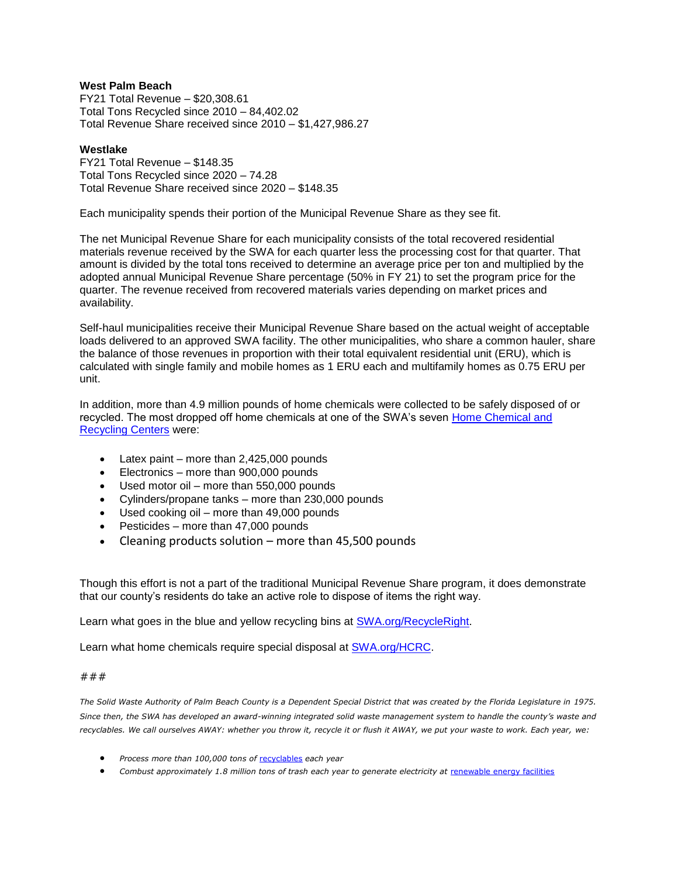**West Palm Beach**
FY21 Total Revenue – $20,308.61
Total Tons Recycled since 2010 – 84,402.02
Total Revenue Share received since 2010 – $1,427,986.27

**Westlake**
FY21 Total Revenue – $148.35
Total Tons Recycled since 2020 – 74.28
Total Revenue Share received since 2020 – $148.35

Each municipality spends their portion of the Municipal Revenue Share as they see fit.

The net Municipal Revenue Share for each municipality consists of the total recovered residential materials revenue received by the SWA for each quarter less the processing cost for that quarter. That amount is divided by the total tons received to determine an average price per ton and multiplied by the adopted annual Municipal Revenue Share percentage (50% in FY 21) to set the program price for the quarter. The revenue received from recovered materials varies depending on market prices and availability.

Self-haul municipalities receive their Municipal Revenue Share based on the actual weight of acceptable loads delivered to an approved SWA facility. The other municipalities, who share a common hauler, share the balance of those revenues in proportion with their total equivalent residential unit (ERU), which is calculated with single family and mobile homes as 1 ERU each and multifamily homes as 0.75 ERU per unit.

In addition, more than 4.9 million pounds of home chemicals were collected to be safely disposed of or recycled. The most dropped off home chemicals at one of the SWA's seven [Home Chemical and Recycling Centers] were:

- Latex paint – more than 2,425,000 pounds
- Electronics – more than 900,000 pounds
- Used motor oil – more than 550,000 pounds
- Cylinders/propane tanks – more than 230,000 pounds
- Used cooking oil – more than 49,000 pounds
- Pesticides – more than 47,000 pounds
- Cleaning products solution – more than 45,500 pounds

Though this effort is not a part of the traditional Municipal Revenue Share program, it does demonstrate that our county's residents do take an active role to dispose of items the right way.

Learn what goes in the blue and yellow recycling bins at SWA.org/RecycleRight.

Learn what home chemicals require special disposal at SWA.org/HCRC.

###

*The Solid Waste Authority of Palm Beach County is a Dependent Special District that was created by the Florida Legislature in 1975. Since then, the SWA has developed an award-winning integrated solid waste management system to handle the county's waste and recyclables. We call ourselves AWAY: whether you throw it, recycle it or flush it AWAY, we put your waste to work. Each year, we:*

- *Process more than 100,000 tons of recyclables each year*
- *Combust approximately 1.8 million tons of trash each year to generate electricity at renewable energy facilities*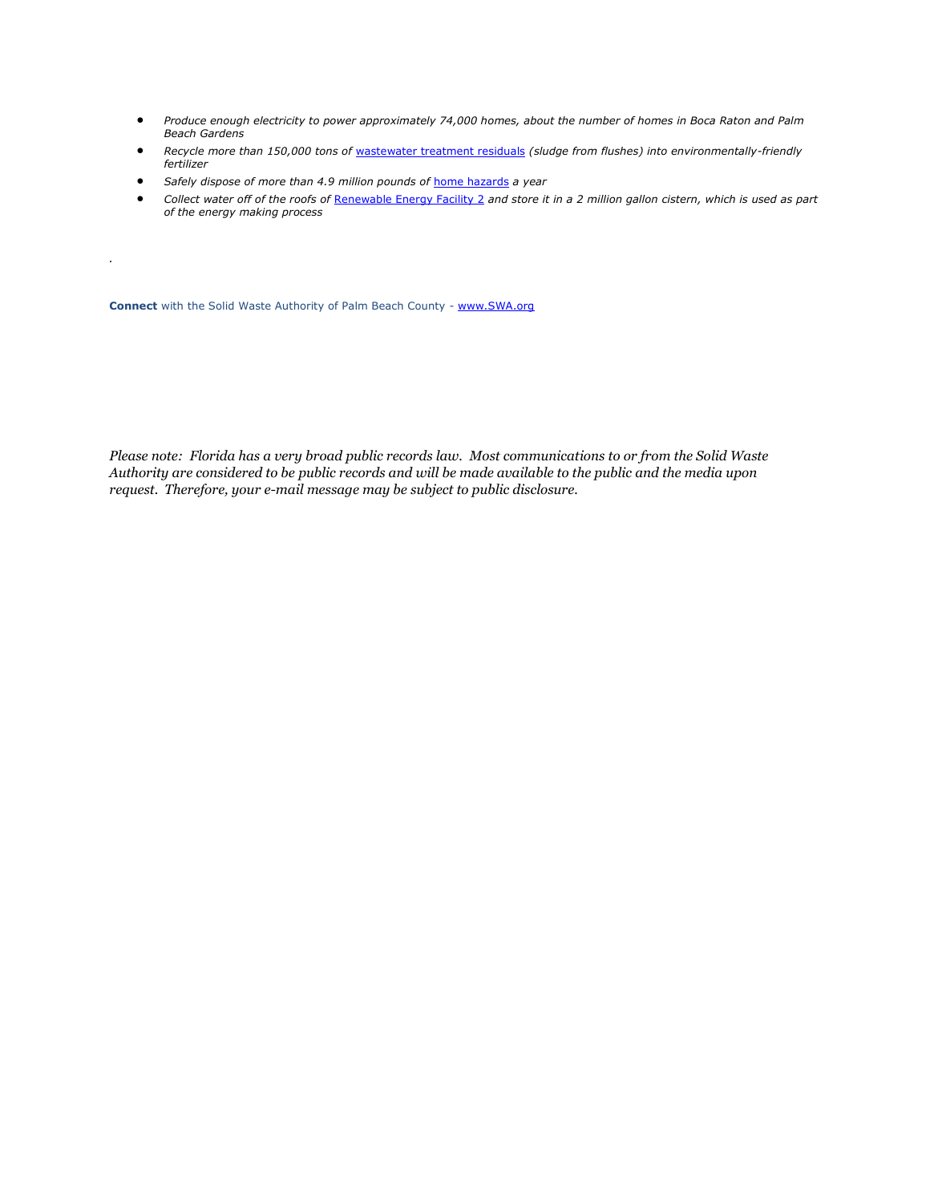- *Produce enough electricity to power approximately 74,000 homes, about the number of homes in Boca Raton and Palm Beach Gardens*
- *Recycle more than 150,000 tons of* wastewater treatment residuals *(sludge from flushes) into environmentally-friendly fertilizer*
- *Safely dispose of more than 4.9 million pounds of* home hazards *a year*
- *Collect water off of the roofs of* Renewable Energy Facility 2 *and store it in a 2 million gallon cistern, which is used as part of the energy making process*

.

**Connect** with the Solid Waste Authority of Palm Beach County - www.SWA.org

*Please note: Florida has a very broad public records law. Most communications to or from the Solid Waste Authority are considered to be public records and will be made available to the public and the media upon request. Therefore, your e-mail message may be subject to public disclosure.*